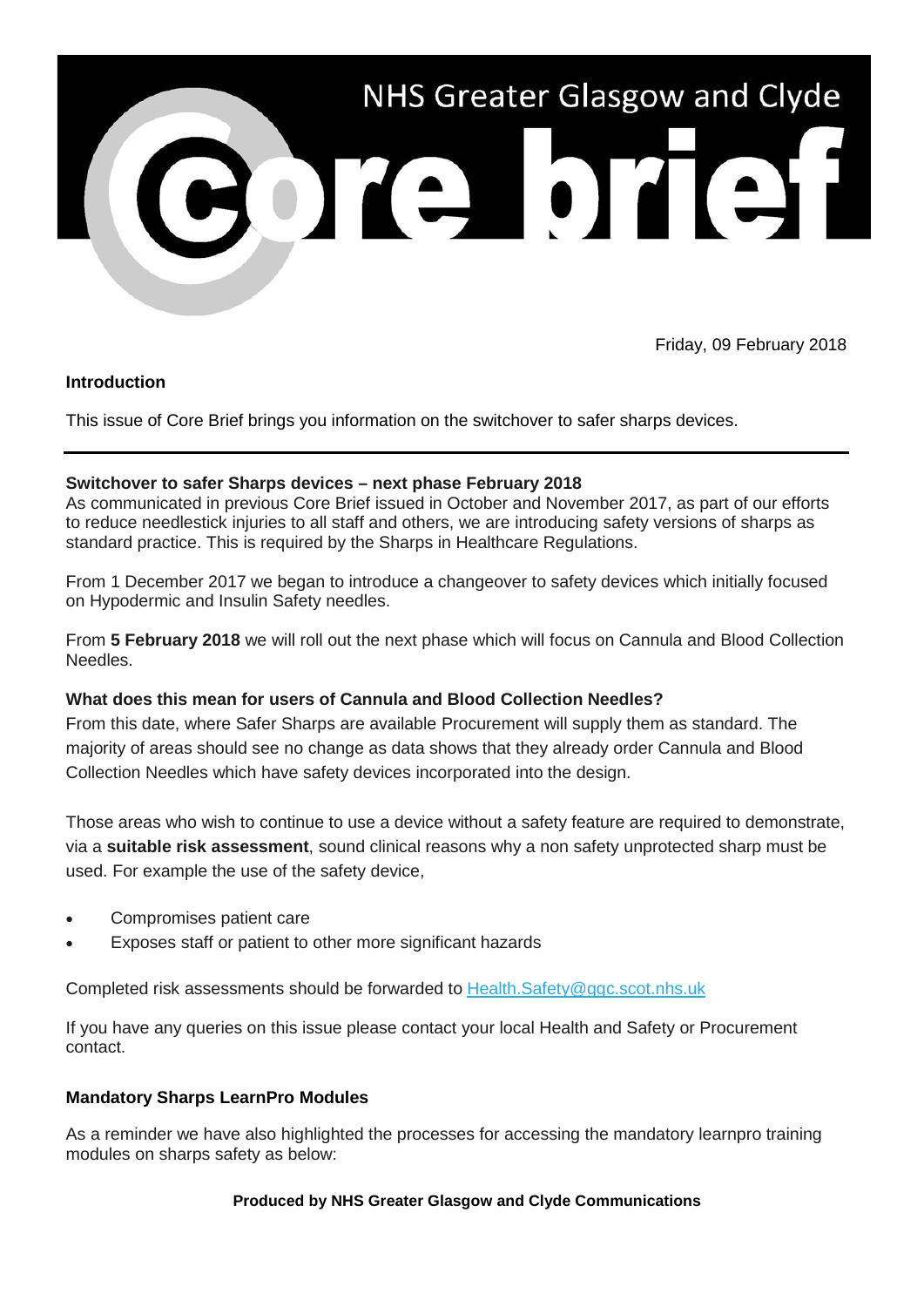# NHS Greater Glasgow and Clyde Core brief

Friday, 09 February 2018

## Introduction

This issue of Core Brief brings you information on the switchover to safer sharps devices.

---

### Switchover to safer Sharps devices – next phase February 2018

As communicated in previous Core Brief issued in October and November 2017, as part of our efforts to reduce needlestick injuries to all staff and others, we are introducing safety versions of sharps as standard practice. This is required by the Sharps in Healthcare Regulations.

From 1 December 2017 we began to introduce a changeover to safety devices which initially focused on Hypodermic and Insulin Safety needles.

From **5 February 2018** we will roll out the next phase which will focus on Cannula and Blood Collection Needles.

### What does this mean for users of Cannula and Blood Collection Needles?

From this date, where Safer Sharps are available Procurement will supply them as standard. The majority of areas should see no change as data shows that they already order Cannula and Blood Collection Needles which have safety devices incorporated into the design.

Those areas who wish to continue to use a device without a safety feature are required to demonstrate, via a **suitable risk assessment**, sound clinical reasons why a non safety unprotected sharp must be used. For example the use of the safety device,

- Compromises patient care
- Exposes staff or patient to other more significant hazards

Completed risk assessments should be forwarded to Health.Safety@ggc.scot.nhs.uk

If you have any queries on this issue please contact your local Health and Safety or Procurement contact.

### Mandatory Sharps LearnPro Modules

As a reminder we have also highlighted the processes for accessing the mandatory learnpro training modules on sharps safety as below:

**Produced by NHS Greater Glasgow and Clyde Communications**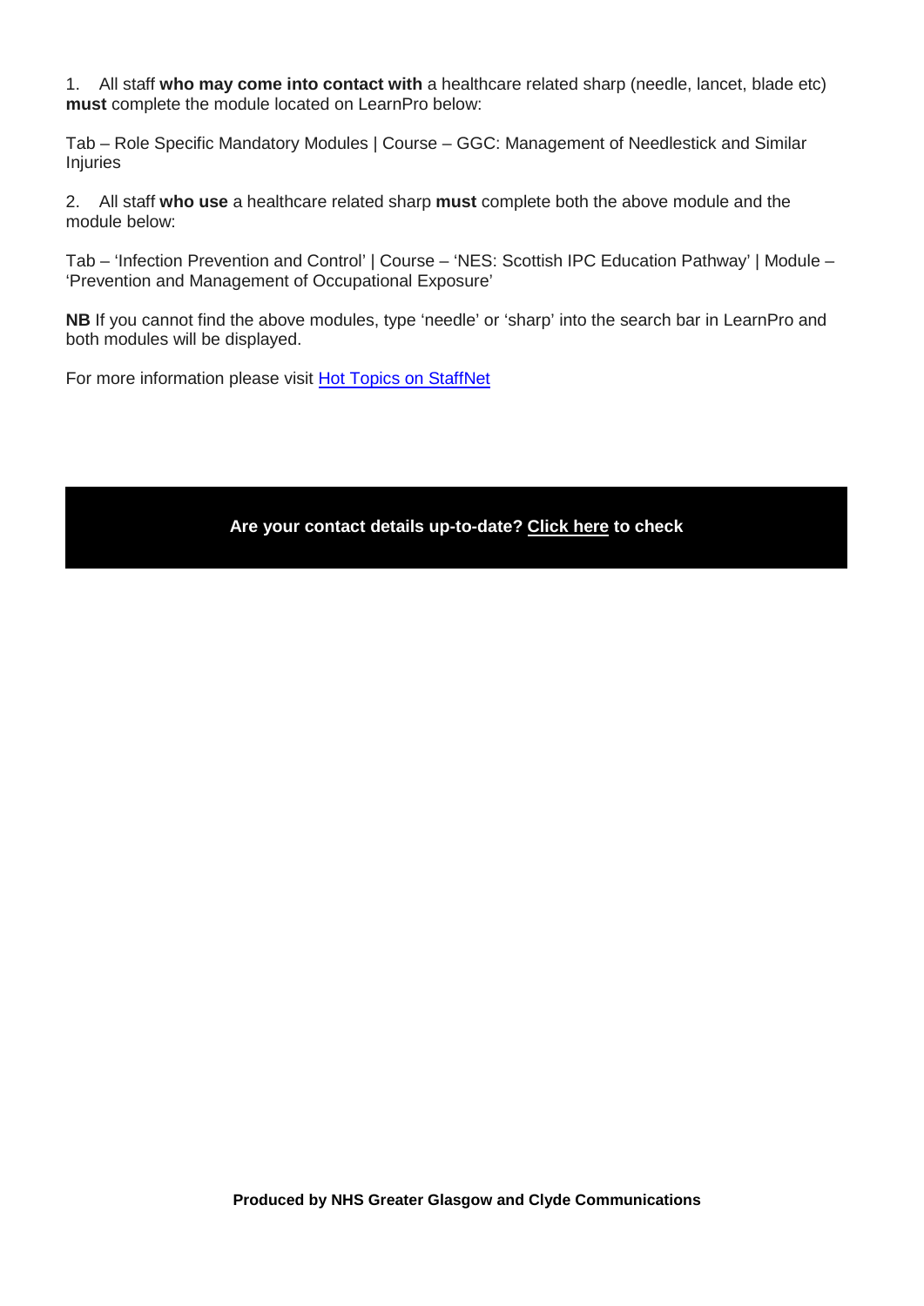1. All staff **who may come into contact with** a healthcare related sharp (needle, lancet, blade etc) **must** complete the module located on LearnPro below:

Tab – Role Specific Mandatory Modules | Course – GGC: Management of Needlestick and Similar Injuries

2. All staff **who use** a healthcare related sharp **must** complete both the above module and the module below:

Tab – 'Infection Prevention and Control' | Course – 'NES: Scottish IPC Education Pathway' | Module – 'Prevention and Management of Occupational Exposure'

**NB** If you cannot find the above modules, type 'needle' or 'sharp' into the search bar in LearnPro and both modules will be displayed.

For more information please visit Hot Topics on StaffNet

**Are your contact details up-to-date? Click here to check**

**Produced by NHS Greater Glasgow and Clyde Communications**